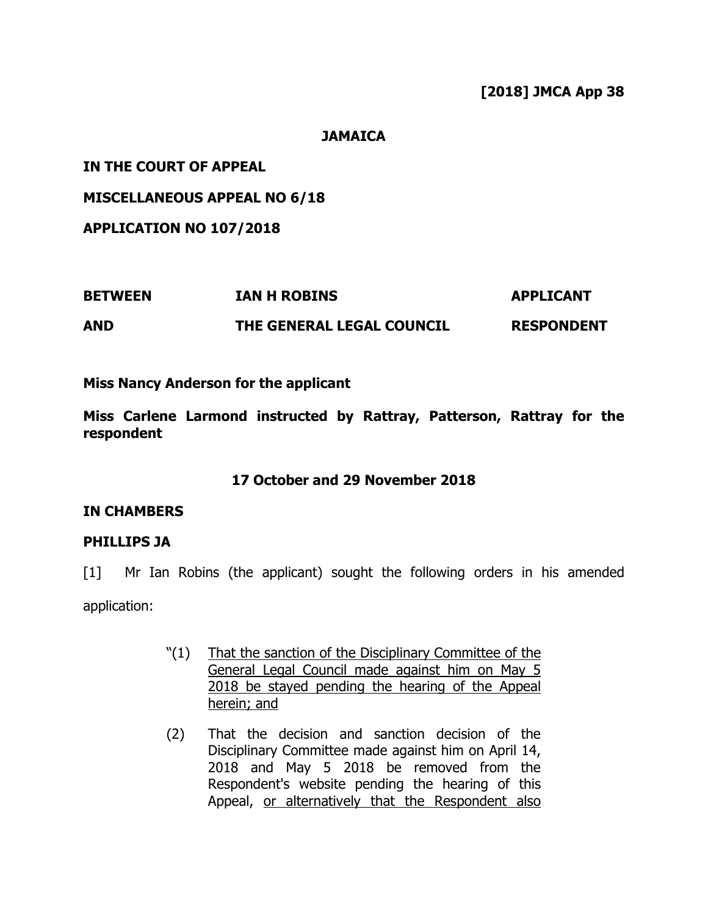**[2018] JMCA App 38**

**JAMAICA**

**IN THE COURT OF APPEAL**

**MISCELLANEOUS APPEAL NO 6/18**

**APPLICATION NO 107/2018**

| | | |
|---|---|---|
| **BETWEEN** | **IAN H ROBINS** | **APPLICANT** |
| **AND** | **THE GENERAL LEGAL COUNCIL** | **RESPONDENT** |

**Miss Nancy Anderson for the applicant**

**Miss Carlene Larmond instructed by Rattray, Patterson, Rattray for the respondent**

**17 October and 29 November 2018**

**IN CHAMBERS**

**PHILLIPS JA**

[1] Mr Ian Robins (the applicant) sought the following orders in his amended application:

> "(1) <u>That the sanction of the Disciplinary Committee of the General Legal Council made against him on May 5 2018 be stayed pending the hearing of the Appeal herein; and</u>
>
> (2) That the decision and sanction decision of the Disciplinary Committee made against him on April 14, 2018 and May 5 2018 be removed from the Respondent's website pending the hearing of this Appeal, <u>or alternatively that the Respondent also</u>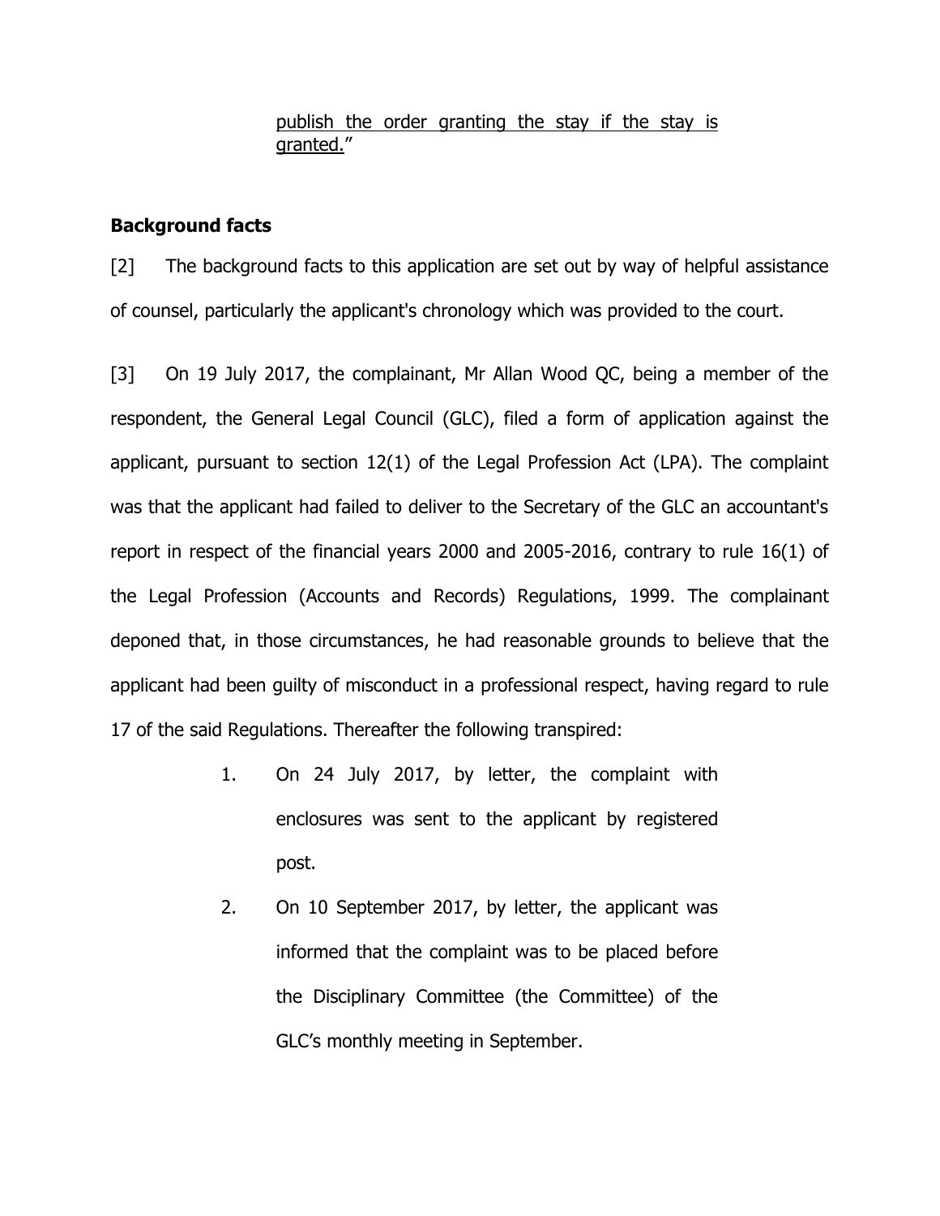<u>publish the order granting the stay if the stay is granted.</u>"

**Background facts**

[2] The background facts to this application are set out by way of helpful assistance of counsel, particularly the applicant's chronology which was provided to the court.

[3] On 19 July 2017, the complainant, Mr Allan Wood QC, being a member of the respondent, the General Legal Council (GLC), filed a form of application against the applicant, pursuant to section 12(1) of the Legal Profession Act (LPA). The complaint was that the applicant had failed to deliver to the Secretary of the GLC an accountant's report in respect of the financial years 2000 and 2005-2016, contrary to rule 16(1) of the Legal Profession (Accounts and Records) Regulations, 1999. The complainant deponed that, in those circumstances, he had reasonable grounds to believe that the applicant had been guilty of misconduct in a professional respect, having regard to rule 17 of the said Regulations. Thereafter the following transpired:

1. On 24 July 2017, by letter, the complaint with enclosures was sent to the applicant by registered post.
2. On 10 September 2017, by letter, the applicant was informed that the complaint was to be placed before the Disciplinary Committee (the Committee) of the GLC's monthly meeting in September.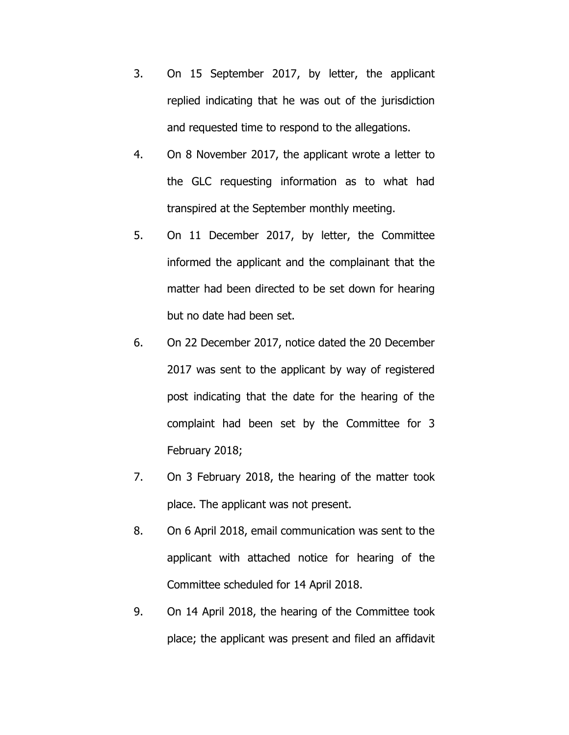3. On 15 September 2017, by letter, the applicant replied indicating that he was out of the jurisdiction and requested time to respond to the allegations.

4. On 8 November 2017, the applicant wrote a letter to the GLC requesting information as to what had transpired at the September monthly meeting.

5. On 11 December 2017, by letter, the Committee informed the applicant and the complainant that the matter had been directed to be set down for hearing but no date had been set.

6. On 22 December 2017, notice dated the 20 December 2017 was sent to the applicant by way of registered post indicating that the date for the hearing of the complaint had been set by the Committee for 3 February 2018;

7. On 3 February 2018, the hearing of the matter took place. The applicant was not present.

8. On 6 April 2018, email communication was sent to the applicant with attached notice for hearing of the Committee scheduled for 14 April 2018.

9. On 14 April 2018, the hearing of the Committee took place; the applicant was present and filed an affidavit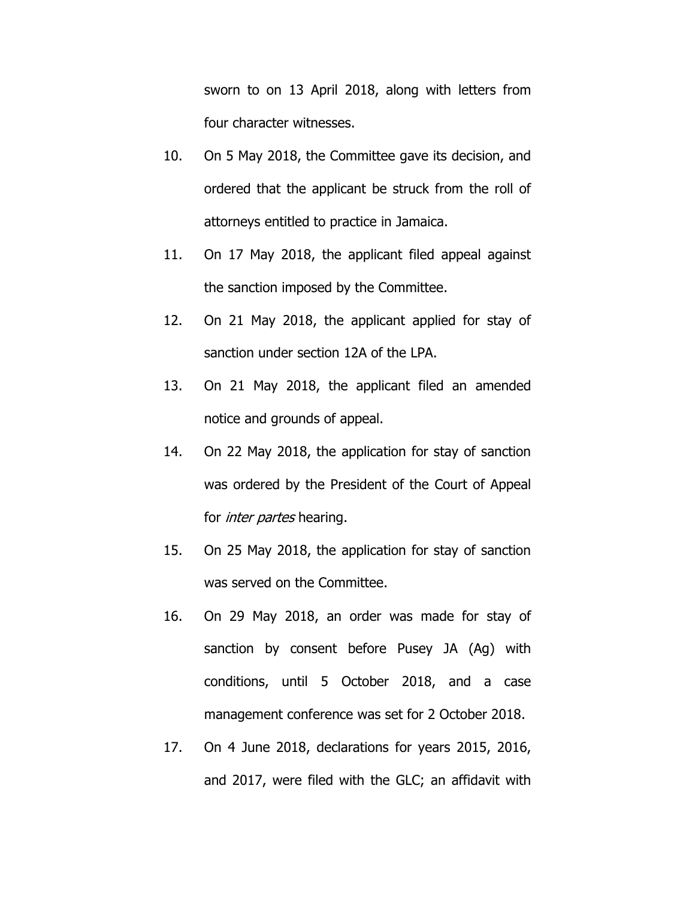sworn to on 13 April 2018, along with letters from four character witnesses.

10. On 5 May 2018, the Committee gave its decision, and ordered that the applicant be struck from the roll of attorneys entitled to practice in Jamaica.

11. On 17 May 2018, the applicant filed appeal against the sanction imposed by the Committee.

12. On 21 May 2018, the applicant applied for stay of sanction under section 12A of the LPA.

13. On 21 May 2018, the applicant filed an amended notice and grounds of appeal.

14. On 22 May 2018, the application for stay of sanction was ordered by the President of the Court of Appeal for *inter partes* hearing.

15. On 25 May 2018, the application for stay of sanction was served on the Committee.

16. On 29 May 2018, an order was made for stay of sanction by consent before Pusey JA (Ag) with conditions, until 5 October 2018, and a case management conference was set for 2 October 2018.

17. On 4 June 2018, declarations for years 2015, 2016, and 2017, were filed with the GLC; an affidavit with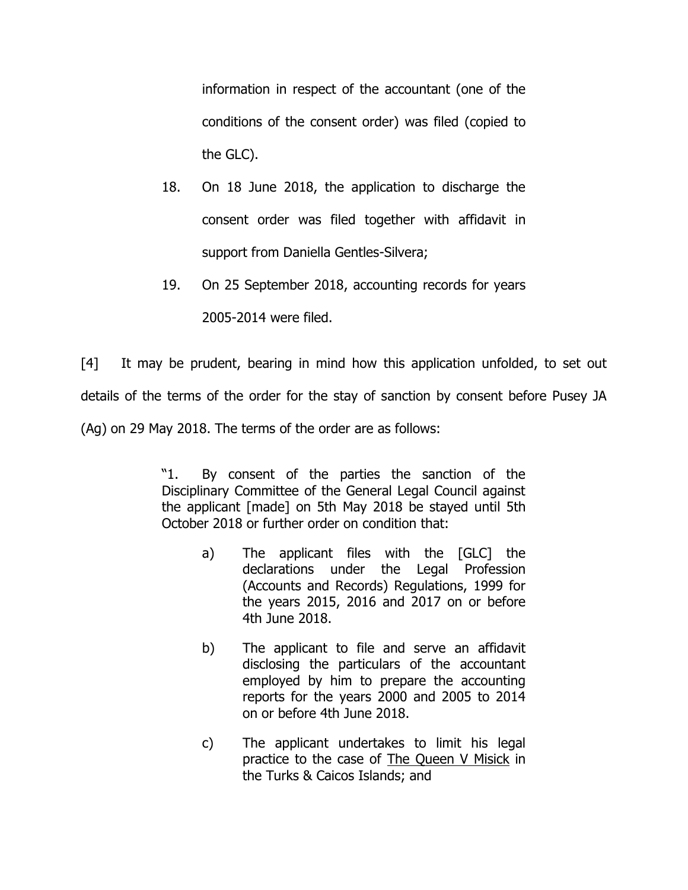information in respect of the accountant (one of the conditions of the consent order) was filed (copied to the GLC).

18. On 18 June 2018, the application to discharge the consent order was filed together with affidavit in support from Daniella Gentles-Silvera;

19. On 25 September 2018, accounting records for years 2005-2014 were filed.

[4] It may be prudent, bearing in mind how this application unfolded, to set out details of the terms of the order for the stay of sanction by consent before Pusey JA (Ag) on 29 May 2018. The terms of the order are as follows:

> "1. By consent of the parties the sanction of the Disciplinary Committee of the General Legal Council against the applicant [made] on 5th May 2018 be stayed until 5th October 2018 or further order on condition that:
>
> a) The applicant files with the [GLC] the declarations under the Legal Profession (Accounts and Records) Regulations, 1999 for the years 2015, 2016 and 2017 on or before 4th June 2018.
>
> b) The applicant to file and serve an affidavit disclosing the particulars of the accountant employed by him to prepare the accounting reports for the years 2000 and 2005 to 2014 on or before 4th June 2018.
>
> c) The applicant undertakes to limit his legal practice to the case of The Queen V Misick in the Turks & Caicos Islands; and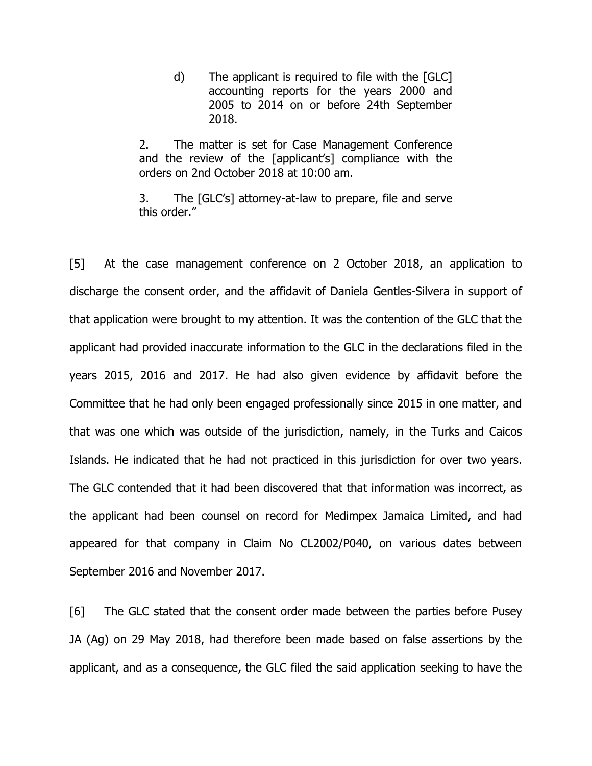> d) The applicant is required to file with the [GLC] accounting reports for the years 2000 and 2005 to 2014 on or before 24th September 2018.
>
> 2. The matter is set for Case Management Conference and the review of the [applicant's] compliance with the orders on 2nd October 2018 at 10:00 am.
>
> 3. The [GLC's] attorney-at-law to prepare, file and serve this order."

[5] At the case management conference on 2 October 2018, an application to discharge the consent order, and the affidavit of Daniela Gentles-Silvera in support of that application were brought to my attention. It was the contention of the GLC that the applicant had provided inaccurate information to the GLC in the declarations filed in the years 2015, 2016 and 2017. He had also given evidence by affidavit before the Committee that he had only been engaged professionally since 2015 in one matter, and that was one which was outside of the jurisdiction, namely, in the Turks and Caicos Islands. He indicated that he had not practiced in this jurisdiction for over two years. The GLC contended that it had been discovered that that information was incorrect, as the applicant had been counsel on record for Medimpex Jamaica Limited, and had appeared for that company in Claim No CL2002/P040, on various dates between September 2016 and November 2017.

[6] The GLC stated that the consent order made between the parties before Pusey JA (Ag) on 29 May 2018, had therefore been made based on false assertions by the applicant, and as a consequence, the GLC filed the said application seeking to have the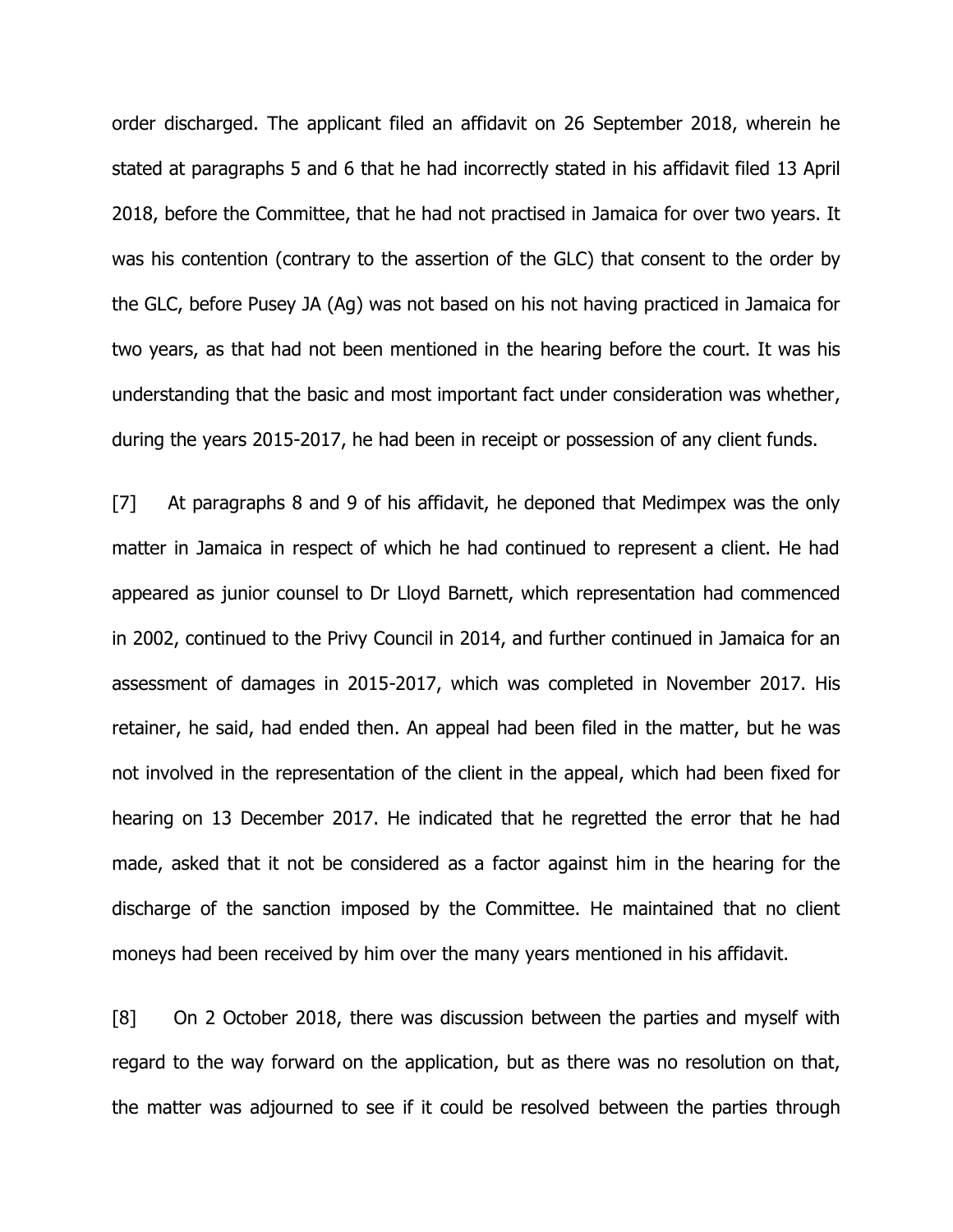order discharged. The applicant filed an affidavit on 26 September 2018, wherein he stated at paragraphs 5 and 6 that he had incorrectly stated in his affidavit filed 13 April 2018, before the Committee, that he had not practised in Jamaica for over two years. It was his contention (contrary to the assertion of the GLC) that consent to the order by the GLC, before Pusey JA (Ag) was not based on his not having practiced in Jamaica for two years, as that had not been mentioned in the hearing before the court. It was his understanding that the basic and most important fact under consideration was whether, during the years 2015-2017, he had been in receipt or possession of any client funds.

[7] At paragraphs 8 and 9 of his affidavit, he deponed that Medimpex was the only matter in Jamaica in respect of which he had continued to represent a client. He had appeared as junior counsel to Dr Lloyd Barnett, which representation had commenced in 2002, continued to the Privy Council in 2014, and further continued in Jamaica for an assessment of damages in 2015-2017, which was completed in November 2017. His retainer, he said, had ended then. An appeal had been filed in the matter, but he was not involved in the representation of the client in the appeal, which had been fixed for hearing on 13 December 2017. He indicated that he regretted the error that he had made, asked that it not be considered as a factor against him in the hearing for the discharge of the sanction imposed by the Committee. He maintained that no client moneys had been received by him over the many years mentioned in his affidavit.

[8] On 2 October 2018, there was discussion between the parties and myself with regard to the way forward on the application, but as there was no resolution on that, the matter was adjourned to see if it could be resolved between the parties through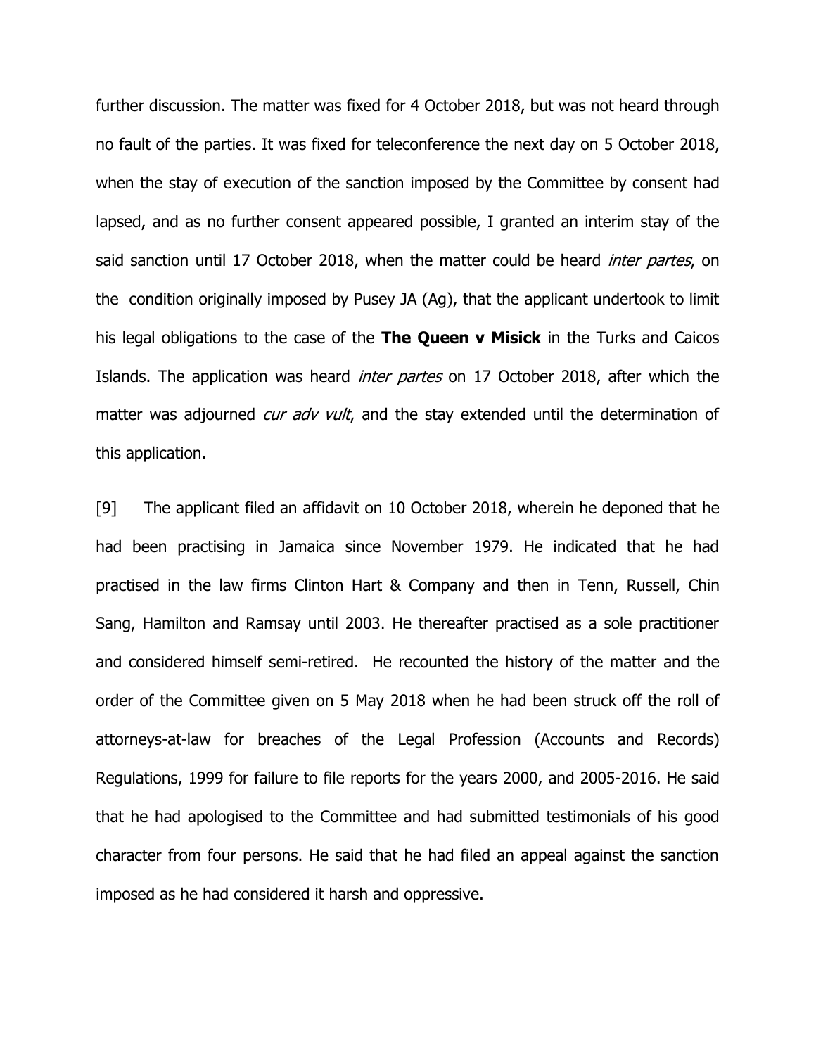further discussion. The matter was fixed for 4 October 2018, but was not heard through no fault of the parties. It was fixed for teleconference the next day on 5 October 2018, when the stay of execution of the sanction imposed by the Committee by consent had lapsed, and as no further consent appeared possible, I granted an interim stay of the said sanction until 17 October 2018, when the matter could be heard *inter partes*, on the condition originally imposed by Pusey JA (Ag), that the applicant undertook to limit his legal obligations to the case of the **The Queen v Misick** in the Turks and Caicos Islands. The application was heard *inter partes* on 17 October 2018, after which the matter was adjourned *cur adv vult*, and the stay extended until the determination of this application.

[9] The applicant filed an affidavit on 10 October 2018, wherein he deponed that he had been practising in Jamaica since November 1979. He indicated that he had practised in the law firms Clinton Hart & Company and then in Tenn, Russell, Chin Sang, Hamilton and Ramsay until 2003. He thereafter practised as a sole practitioner and considered himself semi-retired. He recounted the history of the matter and the order of the Committee given on 5 May 2018 when he had been struck off the roll of attorneys-at-law for breaches of the Legal Profession (Accounts and Records) Regulations, 1999 for failure to file reports for the years 2000, and 2005-2016. He said that he had apologised to the Committee and had submitted testimonials of his good character from four persons. He said that he had filed an appeal against the sanction imposed as he had considered it harsh and oppressive.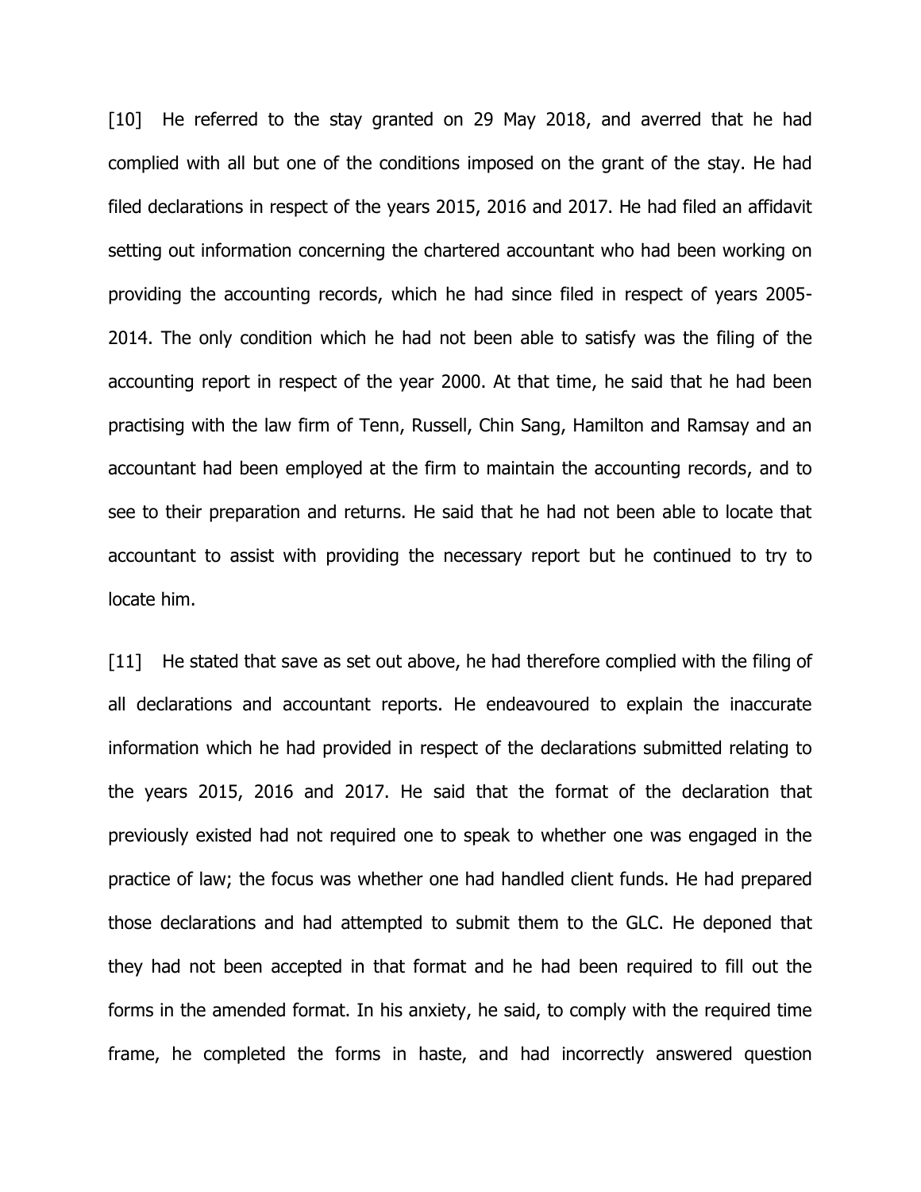[10] He referred to the stay granted on 29 May 2018, and averred that he had complied with all but one of the conditions imposed on the grant of the stay. He had filed declarations in respect of the years 2015, 2016 and 2017. He had filed an affidavit setting out information concerning the chartered accountant who had been working on providing the accounting records, which he had since filed in respect of years 2005-2014. The only condition which he had not been able to satisfy was the filing of the accounting report in respect of the year 2000. At that time, he said that he had been practising with the law firm of Tenn, Russell, Chin Sang, Hamilton and Ramsay and an accountant had been employed at the firm to maintain the accounting records, and to see to their preparation and returns. He said that he had not been able to locate that accountant to assist with providing the necessary report but he continued to try to locate him.

[11] He stated that save as set out above, he had therefore complied with the filing of all declarations and accountant reports. He endeavoured to explain the inaccurate information which he had provided in respect of the declarations submitted relating to the years 2015, 2016 and 2017. He said that the format of the declaration that previously existed had not required one to speak to whether one was engaged in the practice of law; the focus was whether one had handled client funds. He had prepared those declarations and had attempted to submit them to the GLC. He deponed that they had not been accepted in that format and he had been required to fill out the forms in the amended format. In his anxiety, he said, to comply with the required time frame, he completed the forms in haste, and had incorrectly answered question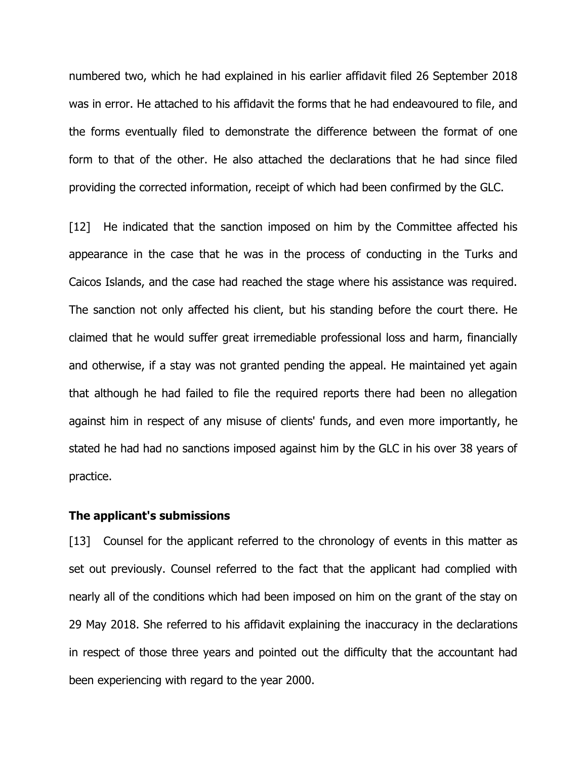numbered two, which he had explained in his earlier affidavit filed 26 September 2018 was in error. He attached to his affidavit the forms that he had endeavoured to file, and the forms eventually filed to demonstrate the difference between the format of one form to that of the other. He also attached the declarations that he had since filed providing the corrected information, receipt of which had been confirmed by the GLC.

[12] He indicated that the sanction imposed on him by the Committee affected his appearance in the case that he was in the process of conducting in the Turks and Caicos Islands, and the case had reached the stage where his assistance was required. The sanction not only affected his client, but his standing before the court there. He claimed that he would suffer great irremediable professional loss and harm, financially and otherwise, if a stay was not granted pending the appeal. He maintained yet again that although he had failed to file the required reports there had been no allegation against him in respect of any misuse of clients' funds, and even more importantly, he stated he had had no sanctions imposed against him by the GLC in his over 38 years of practice.

**The applicant's submissions**

[13] Counsel for the applicant referred to the chronology of events in this matter as set out previously. Counsel referred to the fact that the applicant had complied with nearly all of the conditions which had been imposed on him on the grant of the stay on 29 May 2018. She referred to his affidavit explaining the inaccuracy in the declarations in respect of those three years and pointed out the difficulty that the accountant had been experiencing with regard to the year 2000.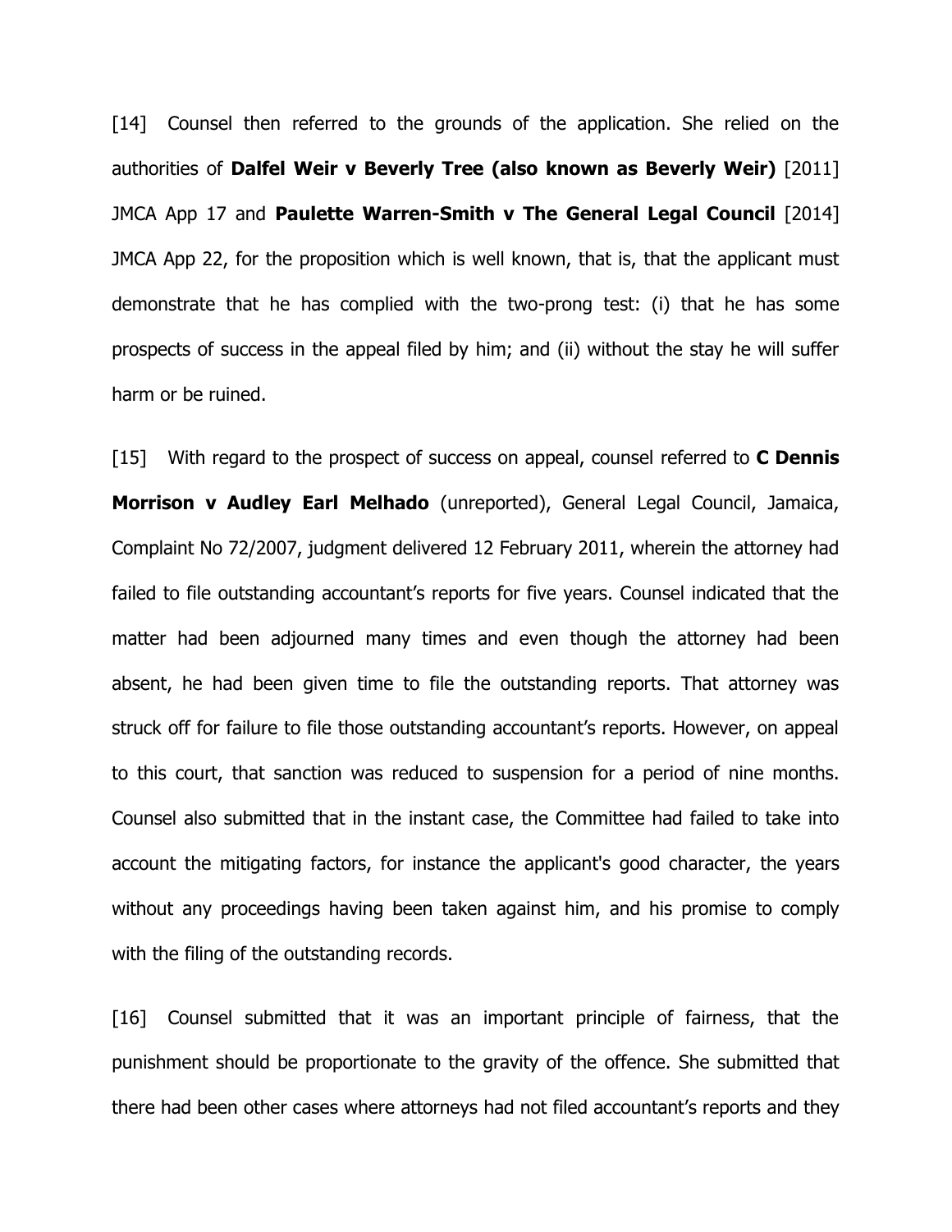[14] Counsel then referred to the grounds of the application. She relied on the authorities of **Dalfel Weir v Beverly Tree (also known as Beverly Weir)** [2011] JMCA App 17 and **Paulette Warren-Smith v The General Legal Council** [2014] JMCA App 22, for the proposition which is well known, that is, that the applicant must demonstrate that he has complied with the two-prong test: (i) that he has some prospects of success in the appeal filed by him; and (ii) without the stay he will suffer harm or be ruined.

[15] With regard to the prospect of success on appeal, counsel referred to **C Dennis Morrison v Audley Earl Melhado** (unreported), General Legal Council, Jamaica, Complaint No 72/2007, judgment delivered 12 February 2011, wherein the attorney had failed to file outstanding accountant's reports for five years. Counsel indicated that the matter had been adjourned many times and even though the attorney had been absent, he had been given time to file the outstanding reports. That attorney was struck off for failure to file those outstanding accountant's reports. However, on appeal to this court, that sanction was reduced to suspension for a period of nine months. Counsel also submitted that in the instant case, the Committee had failed to take into account the mitigating factors, for instance the applicant's good character, the years without any proceedings having been taken against him, and his promise to comply with the filing of the outstanding records.

[16] Counsel submitted that it was an important principle of fairness, that the punishment should be proportionate to the gravity of the offence. She submitted that there had been other cases where attorneys had not filed accountant's reports and they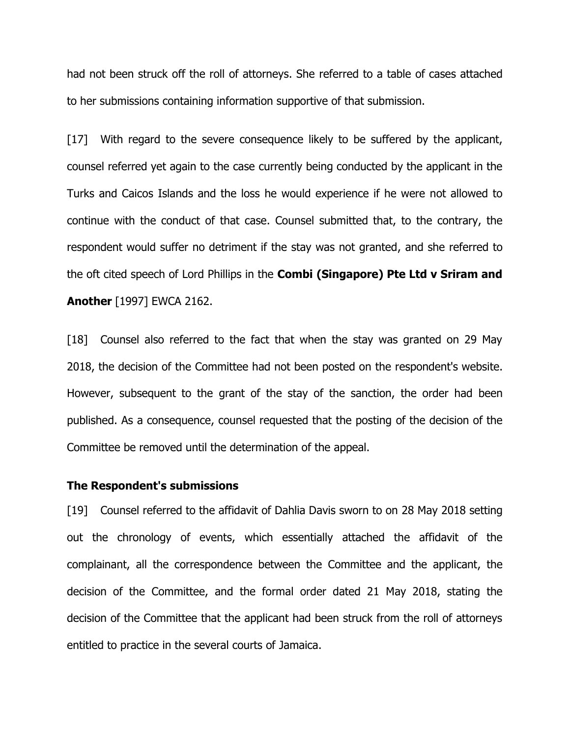had not been struck off the roll of attorneys. She referred to a table of cases attached to her submissions containing information supportive of that submission.

[17] With regard to the severe consequence likely to be suffered by the applicant, counsel referred yet again to the case currently being conducted by the applicant in the Turks and Caicos Islands and the loss he would experience if he were not allowed to continue with the conduct of that case. Counsel submitted that, to the contrary, the respondent would suffer no detriment if the stay was not granted, and she referred to the oft cited speech of Lord Phillips in the **Combi (Singapore) Pte Ltd v Sriram and Another** [1997] EWCA 2162.

[18] Counsel also referred to the fact that when the stay was granted on 29 May 2018, the decision of the Committee had not been posted on the respondent's website. However, subsequent to the grant of the stay of the sanction, the order had been published. As a consequence, counsel requested that the posting of the decision of the Committee be removed until the determination of the appeal.

### The Respondent's submissions

[19] Counsel referred to the affidavit of Dahlia Davis sworn to on 28 May 2018 setting out the chronology of events, which essentially attached the affidavit of the complainant, all the correspondence between the Committee and the applicant, the decision of the Committee, and the formal order dated 21 May 2018, stating the decision of the Committee that the applicant had been struck from the roll of attorneys entitled to practice in the several courts of Jamaica.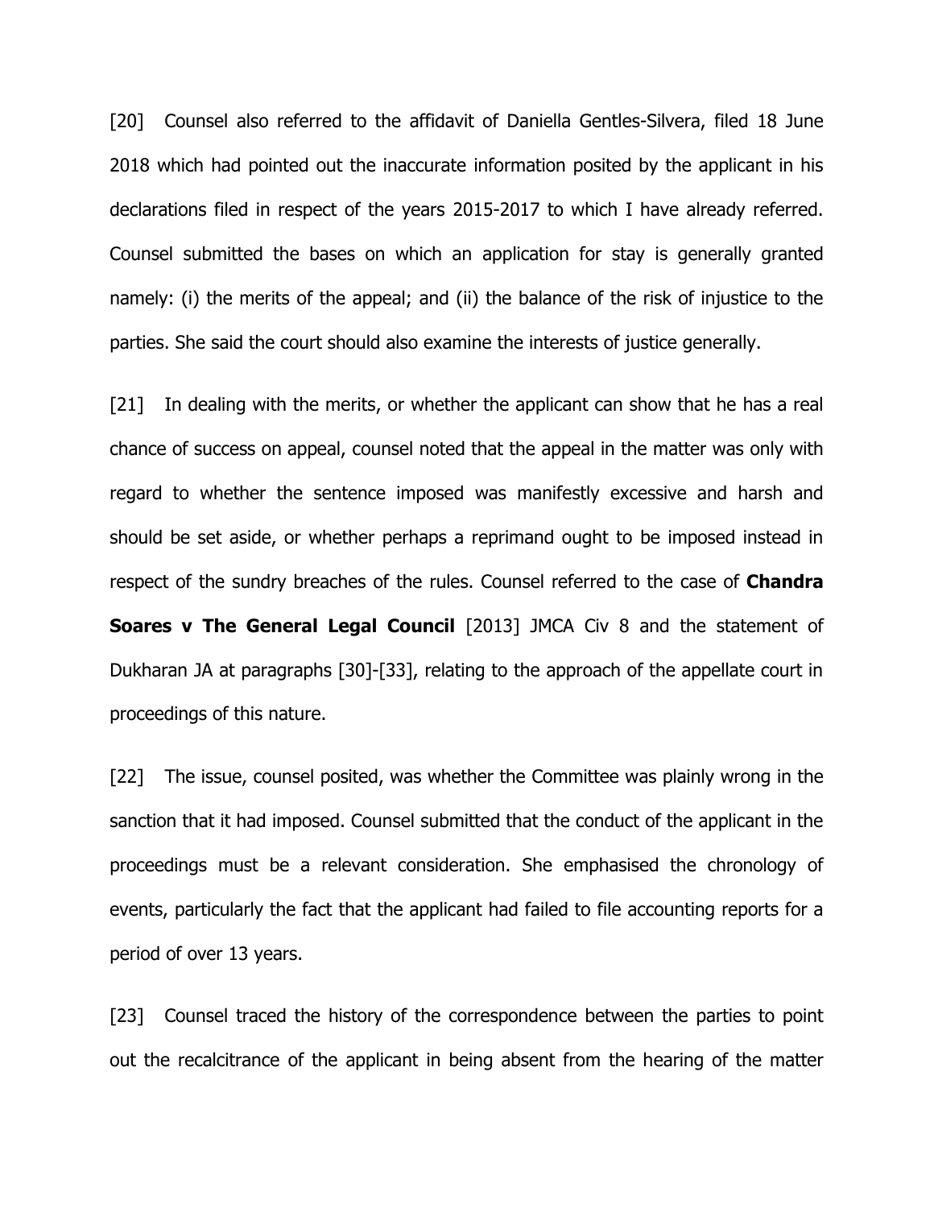[20] Counsel also referred to the affidavit of Daniella Gentles-Silvera, filed 18 June 2018 which had pointed out the inaccurate information posited by the applicant in his declarations filed in respect of the years 2015-2017 to which I have already referred. Counsel submitted the bases on which an application for stay is generally granted namely: (i) the merits of the appeal; and (ii) the balance of the risk of injustice to the parties. She said the court should also examine the interests of justice generally.

[21] In dealing with the merits, or whether the applicant can show that he has a real chance of success on appeal, counsel noted that the appeal in the matter was only with regard to whether the sentence imposed was manifestly excessive and harsh and should be set aside, or whether perhaps a reprimand ought to be imposed instead in respect of the sundry breaches of the rules. Counsel referred to the case of **Chandra Soares v The General Legal Council** [2013] JMCA Civ 8 and the statement of Dukharan JA at paragraphs [30]-[33], relating to the approach of the appellate court in proceedings of this nature.

[22] The issue, counsel posited, was whether the Committee was plainly wrong in the sanction that it had imposed. Counsel submitted that the conduct of the applicant in the proceedings must be a relevant consideration. She emphasised the chronology of events, particularly the fact that the applicant had failed to file accounting reports for a period of over 13 years.

[23] Counsel traced the history of the correspondence between the parties to point out the recalcitrance of the applicant in being absent from the hearing of the matter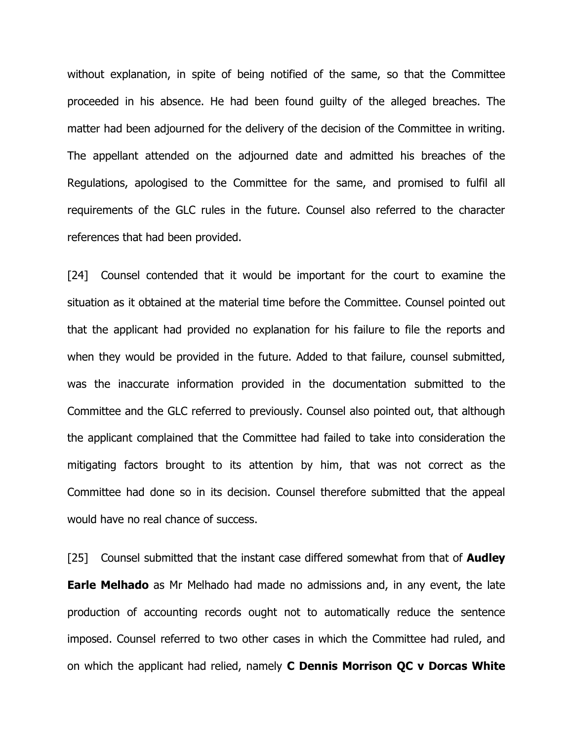without explanation, in spite of being notified of the same, so that the Committee proceeded in his absence. He had been found guilty of the alleged breaches. The matter had been adjourned for the delivery of the decision of the Committee in writing. The appellant attended on the adjourned date and admitted his breaches of the Regulations, apologised to the Committee for the same, and promised to fulfil all requirements of the GLC rules in the future. Counsel also referred to the character references that had been provided.

[24] Counsel contended that it would be important for the court to examine the situation as it obtained at the material time before the Committee. Counsel pointed out that the applicant had provided no explanation for his failure to file the reports and when they would be provided in the future. Added to that failure, counsel submitted, was the inaccurate information provided in the documentation submitted to the Committee and the GLC referred to previously. Counsel also pointed out, that although the applicant complained that the Committee had failed to take into consideration the mitigating factors brought to its attention by him, that was not correct as the Committee had done so in its decision. Counsel therefore submitted that the appeal would have no real chance of success.

[25] Counsel submitted that the instant case differed somewhat from that of **Audley Earle Melhado** as Mr Melhado had made no admissions and, in any event, the late production of accounting records ought not to automatically reduce the sentence imposed. Counsel referred to two other cases in which the Committee had ruled, and on which the applicant had relied, namely **C Dennis Morrison QC v Dorcas White**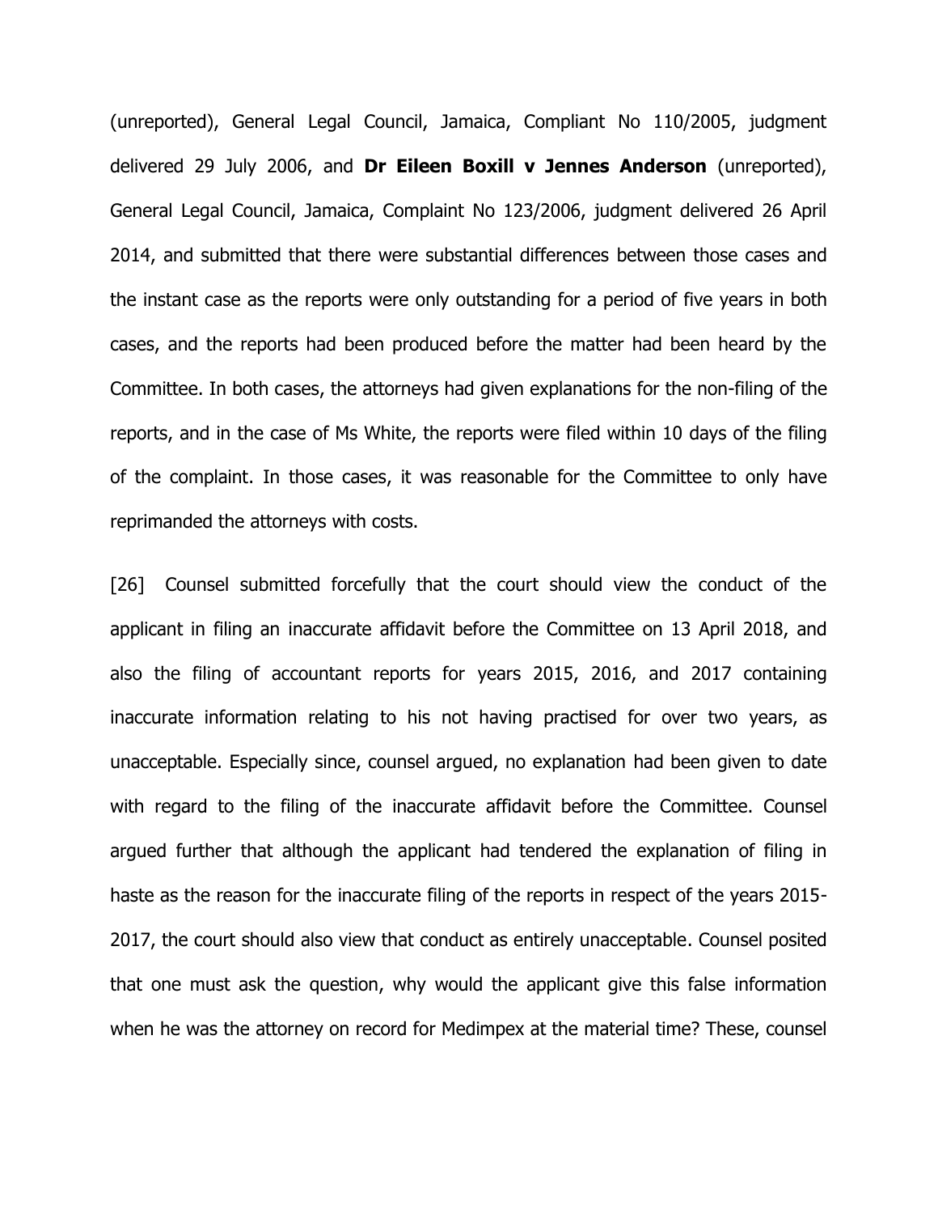(unreported), General Legal Council, Jamaica, Compliant No 110/2005, judgment delivered 29 July 2006, and **Dr Eileen Boxill v Jennes Anderson** (unreported), General Legal Council, Jamaica, Complaint No 123/2006, judgment delivered 26 April 2014, and submitted that there were substantial differences between those cases and the instant case as the reports were only outstanding for a period of five years in both cases, and the reports had been produced before the matter had been heard by the Committee. In both cases, the attorneys had given explanations for the non-filing of the reports, and in the case of Ms White, the reports were filed within 10 days of the filing of the complaint. In those cases, it was reasonable for the Committee to only have reprimanded the attorneys with costs.

[26] Counsel submitted forcefully that the court should view the conduct of the applicant in filing an inaccurate affidavit before the Committee on 13 April 2018, and also the filing of accountant reports for years 2015, 2016, and 2017 containing inaccurate information relating to his not having practised for over two years, as unacceptable. Especially since, counsel argued, no explanation had been given to date with regard to the filing of the inaccurate affidavit before the Committee. Counsel argued further that although the applicant had tendered the explanation of filing in haste as the reason for the inaccurate filing of the reports in respect of the years 2015-2017, the court should also view that conduct as entirely unacceptable. Counsel posited that one must ask the question, why would the applicant give this false information when he was the attorney on record for Medimpex at the material time? These, counsel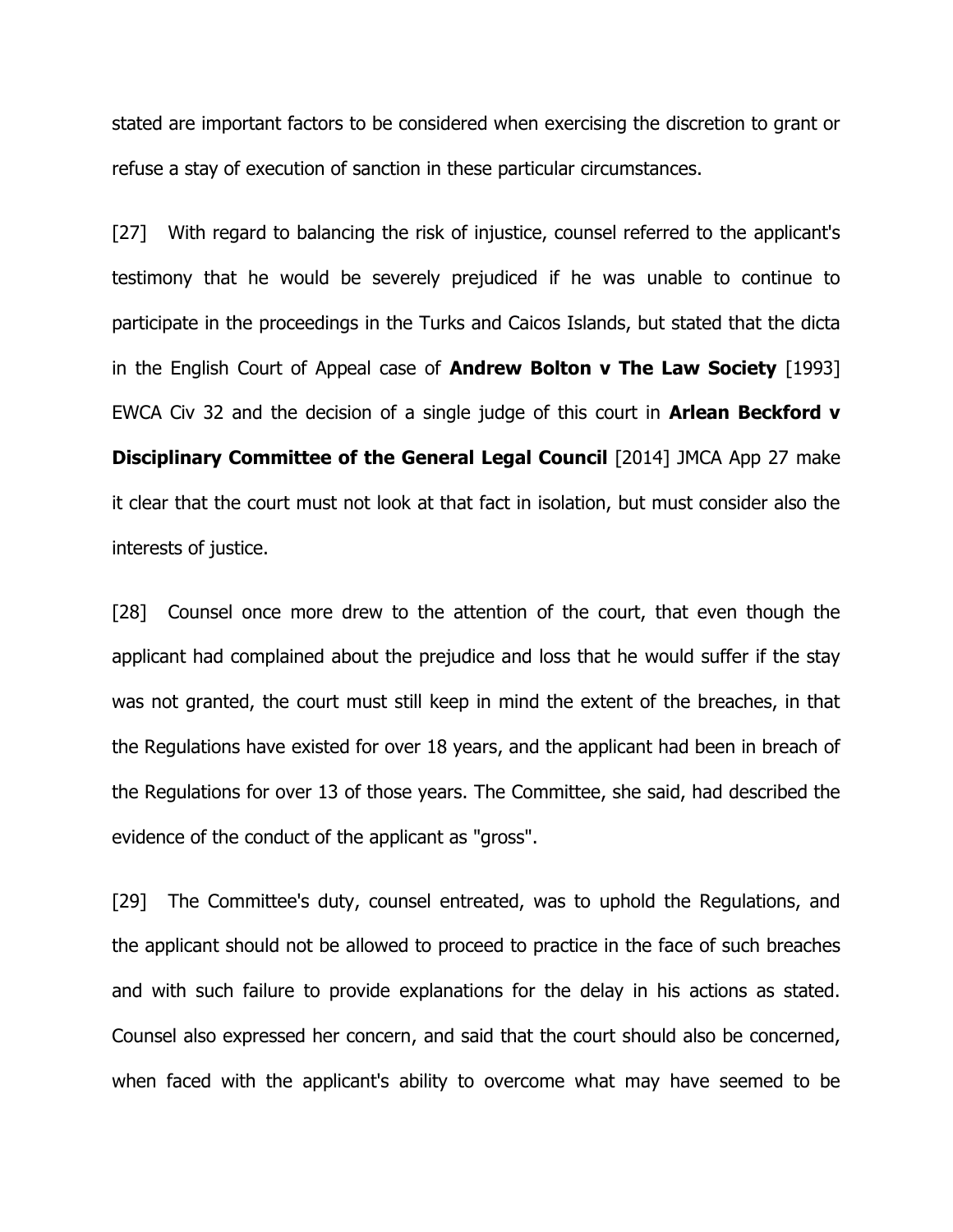stated are important factors to be considered when exercising the discretion to grant or refuse a stay of execution of sanction in these particular circumstances.

[27] With regard to balancing the risk of injustice, counsel referred to the applicant's testimony that he would be severely prejudiced if he was unable to continue to participate in the proceedings in the Turks and Caicos Islands, but stated that the dicta in the English Court of Appeal case of **Andrew Bolton v The Law Society** [1993] EWCA Civ 32 and the decision of a single judge of this court in **Arlean Beckford v Disciplinary Committee of the General Legal Council** [2014] JMCA App 27 make it clear that the court must not look at that fact in isolation, but must consider also the interests of justice.

[28] Counsel once more drew to the attention of the court, that even though the applicant had complained about the prejudice and loss that he would suffer if the stay was not granted, the court must still keep in mind the extent of the breaches, in that the Regulations have existed for over 18 years, and the applicant had been in breach of the Regulations for over 13 of those years. The Committee, she said, had described the evidence of the conduct of the applicant as "gross".

[29] The Committee's duty, counsel entreated, was to uphold the Regulations, and the applicant should not be allowed to proceed to practice in the face of such breaches and with such failure to provide explanations for the delay in his actions as stated. Counsel also expressed her concern, and said that the court should also be concerned, when faced with the applicant's ability to overcome what may have seemed to be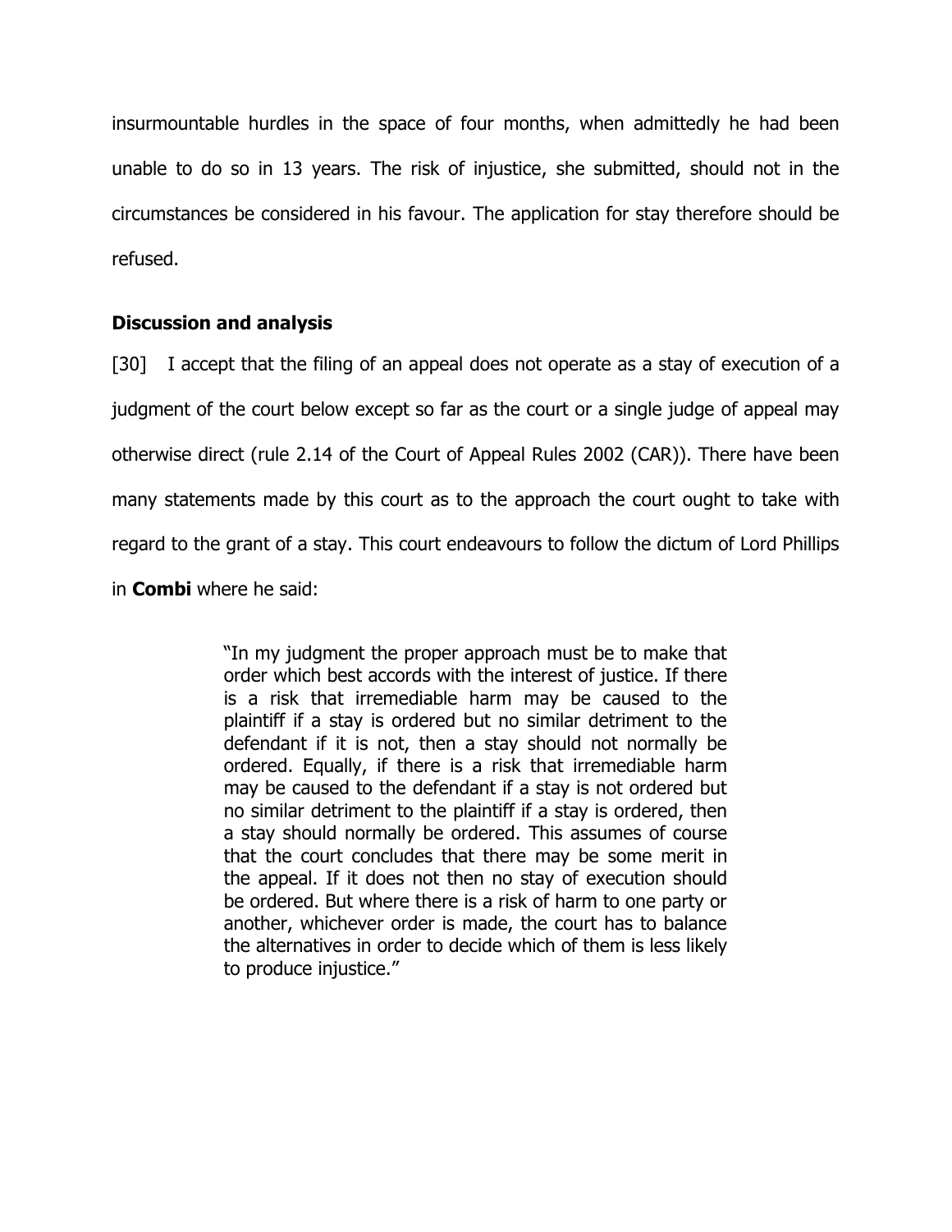insurmountable hurdles in the space of four months, when admittedly he had been unable to do so in 13 years. The risk of injustice, she submitted, should not in the circumstances be considered in his favour. The application for stay therefore should be refused.

### Discussion and analysis

[30] I accept that the filing of an appeal does not operate as a stay of execution of a judgment of the court below except so far as the court or a single judge of appeal may otherwise direct (rule 2.14 of the Court of Appeal Rules 2002 (CAR)). There have been many statements made by this court as to the approach the court ought to take with regard to the grant of a stay. This court endeavours to follow the dictum of Lord Phillips in **Combi** where he said:

> "In my judgment the proper approach must be to make that order which best accords with the interest of justice. If there is a risk that irremediable harm may be caused to the plaintiff if a stay is ordered but no similar detriment to the defendant if it is not, then a stay should not normally be ordered. Equally, if there is a risk that irremediable harm may be caused to the defendant if a stay is not ordered but no similar detriment to the plaintiff if a stay is ordered, then a stay should normally be ordered. This assumes of course that the court concludes that there may be some merit in the appeal. If it does not then no stay of execution should be ordered. But where there is a risk of harm to one party or another, whichever order is made, the court has to balance the alternatives in order to decide which of them is less likely to produce injustice."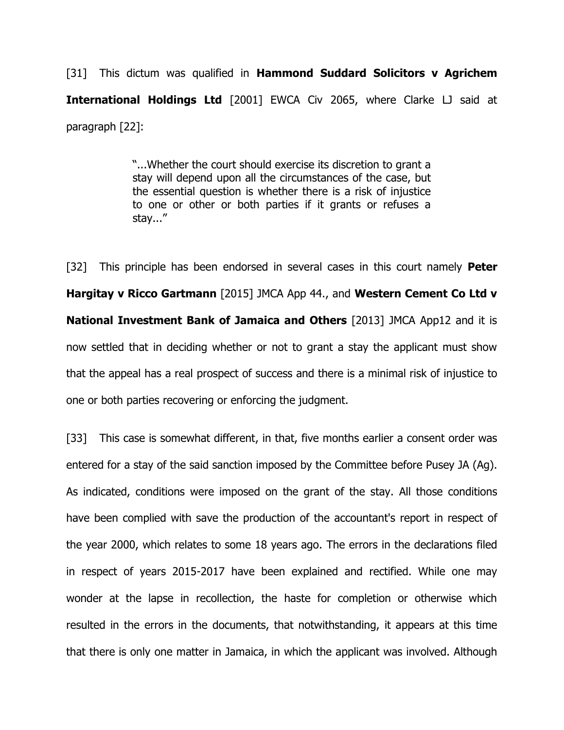[31] This dictum was qualified in **Hammond Suddard Solicitors v Agrichem International Holdings Ltd** [2001] EWCA Civ 2065, where Clarke LJ said at paragraph [22]:

> "...Whether the court should exercise its discretion to grant a stay will depend upon all the circumstances of the case, but the essential question is whether there is a risk of injustice to one or other or both parties if it grants or refuses a stay..."

[32] This principle has been endorsed in several cases in this court namely **Peter Hargitay v Ricco Gartmann** [2015] JMCA App 44., and **Western Cement Co Ltd v National Investment Bank of Jamaica and Others** [2013] JMCA App12 and it is now settled that in deciding whether or not to grant a stay the applicant must show that the appeal has a real prospect of success and there is a minimal risk of injustice to one or both parties recovering or enforcing the judgment.

[33] This case is somewhat different, in that, five months earlier a consent order was entered for a stay of the said sanction imposed by the Committee before Pusey JA (Ag). As indicated, conditions were imposed on the grant of the stay. All those conditions have been complied with save the production of the accountant's report in respect of the year 2000, which relates to some 18 years ago. The errors in the declarations filed in respect of years 2015-2017 have been explained and rectified. While one may wonder at the lapse in recollection, the haste for completion or otherwise which resulted in the errors in the documents, that notwithstanding, it appears at this time that there is only one matter in Jamaica, in which the applicant was involved. Although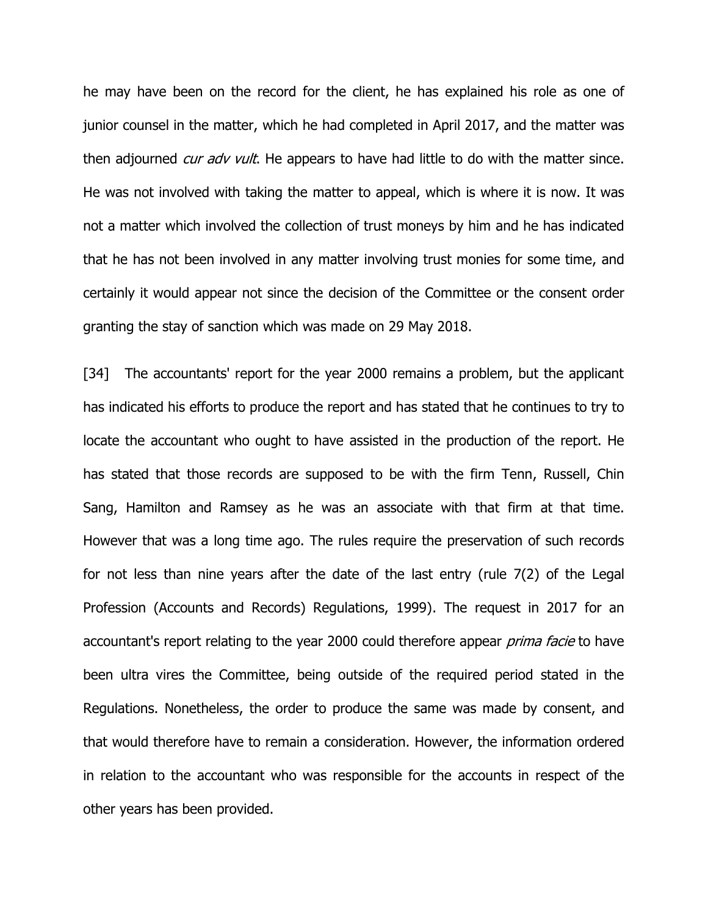he may have been on the record for the client, he has explained his role as one of junior counsel in the matter, which he had completed in April 2017, and the matter was then adjourned *cur adv vult*. He appears to have had little to do with the matter since. He was not involved with taking the matter to appeal, which is where it is now. It was not a matter which involved the collection of trust moneys by him and he has indicated that he has not been involved in any matter involving trust monies for some time, and certainly it would appear not since the decision of the Committee or the consent order granting the stay of sanction which was made on 29 May 2018.

[34] The accountants' report for the year 2000 remains a problem, but the applicant has indicated his efforts to produce the report and has stated that he continues to try to locate the accountant who ought to have assisted in the production of the report. He has stated that those records are supposed to be with the firm Tenn, Russell, Chin Sang, Hamilton and Ramsey as he was an associate with that firm at that time. However that was a long time ago. The rules require the preservation of such records for not less than nine years after the date of the last entry (rule 7(2) of the Legal Profession (Accounts and Records) Regulations, 1999). The request in 2017 for an accountant's report relating to the year 2000 could therefore appear *prima facie* to have been ultra vires the Committee, being outside of the required period stated in the Regulations. Nonetheless, the order to produce the same was made by consent, and that would therefore have to remain a consideration. However, the information ordered in relation to the accountant who was responsible for the accounts in respect of the other years has been provided.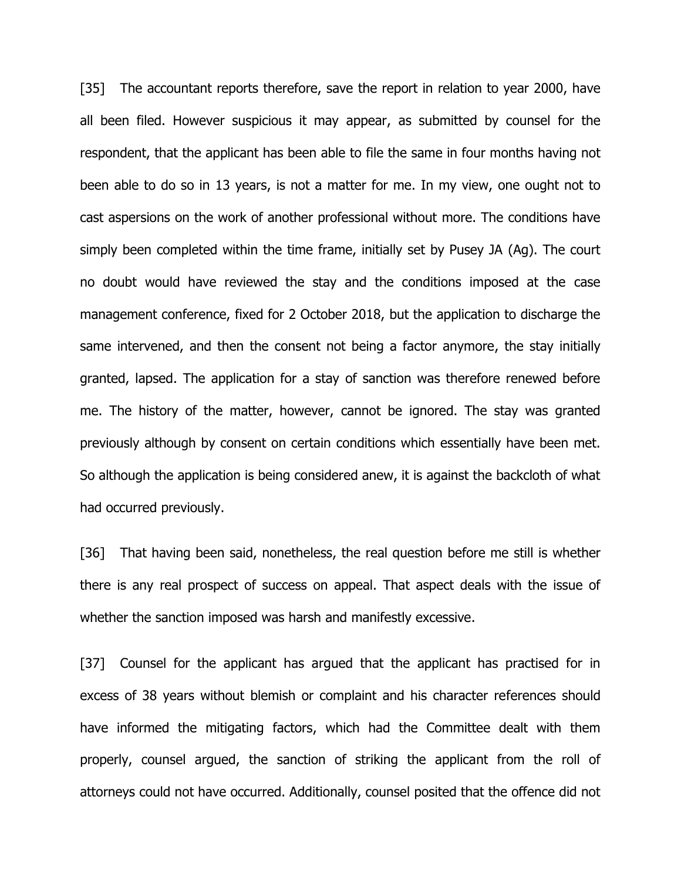[35] The accountant reports therefore, save the report in relation to year 2000, have all been filed. However suspicious it may appear, as submitted by counsel for the respondent, that the applicant has been able to file the same in four months having not been able to do so in 13 years, is not a matter for me. In my view, one ought not to cast aspersions on the work of another professional without more. The conditions have simply been completed within the time frame, initially set by Pusey JA (Ag). The court no doubt would have reviewed the stay and the conditions imposed at the case management conference, fixed for 2 October 2018, but the application to discharge the same intervened, and then the consent not being a factor anymore, the stay initially granted, lapsed. The application for a stay of sanction was therefore renewed before me. The history of the matter, however, cannot be ignored. The stay was granted previously although by consent on certain conditions which essentially have been met. So although the application is being considered anew, it is against the backcloth of what had occurred previously.

[36] That having been said, nonetheless, the real question before me still is whether there is any real prospect of success on appeal. That aspect deals with the issue of whether the sanction imposed was harsh and manifestly excessive.

[37] Counsel for the applicant has argued that the applicant has practised for in excess of 38 years without blemish or complaint and his character references should have informed the mitigating factors, which had the Committee dealt with them properly, counsel argued, the sanction of striking the applicant from the roll of attorneys could not have occurred. Additionally, counsel posited that the offence did not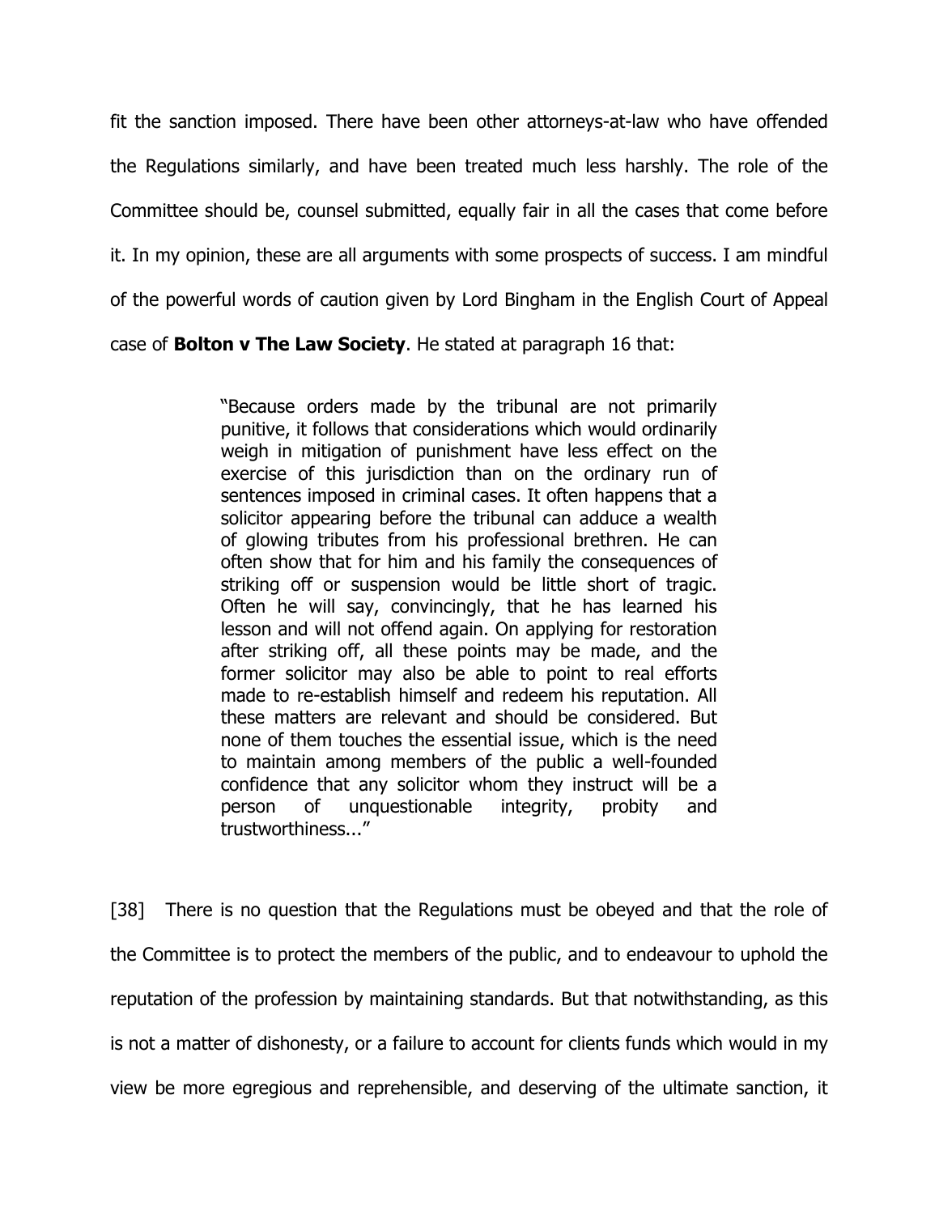fit the sanction imposed. There have been other attorneys-at-law who have offended the Regulations similarly, and have been treated much less harshly. The role of the Committee should be, counsel submitted, equally fair in all the cases that come before it. In my opinion, these are all arguments with some prospects of success. I am mindful of the powerful words of caution given by Lord Bingham in the English Court of Appeal case of **Bolton v The Law Society**. He stated at paragraph 16 that:

> "Because orders made by the tribunal are not primarily punitive, it follows that considerations which would ordinarily weigh in mitigation of punishment have less effect on the exercise of this jurisdiction than on the ordinary run of sentences imposed in criminal cases. It often happens that a solicitor appearing before the tribunal can adduce a wealth of glowing tributes from his professional brethren. He can often show that for him and his family the consequences of striking off or suspension would be little short of tragic. Often he will say, convincingly, that he has learned his lesson and will not offend again. On applying for restoration after striking off, all these points may be made, and the former solicitor may also be able to point to real efforts made to re-establish himself and redeem his reputation. All these matters are relevant and should be considered. But none of them touches the essential issue, which is the need to maintain among members of the public a well-founded confidence that any solicitor whom they instruct will be a person of unquestionable integrity, probity and trustworthiness..."

[38] There is no question that the Regulations must be obeyed and that the role of the Committee is to protect the members of the public, and to endeavour to uphold the reputation of the profession by maintaining standards. But that notwithstanding, as this is not a matter of dishonesty, or a failure to account for clients funds which would in my view be more egregious and reprehensible, and deserving of the ultimate sanction, it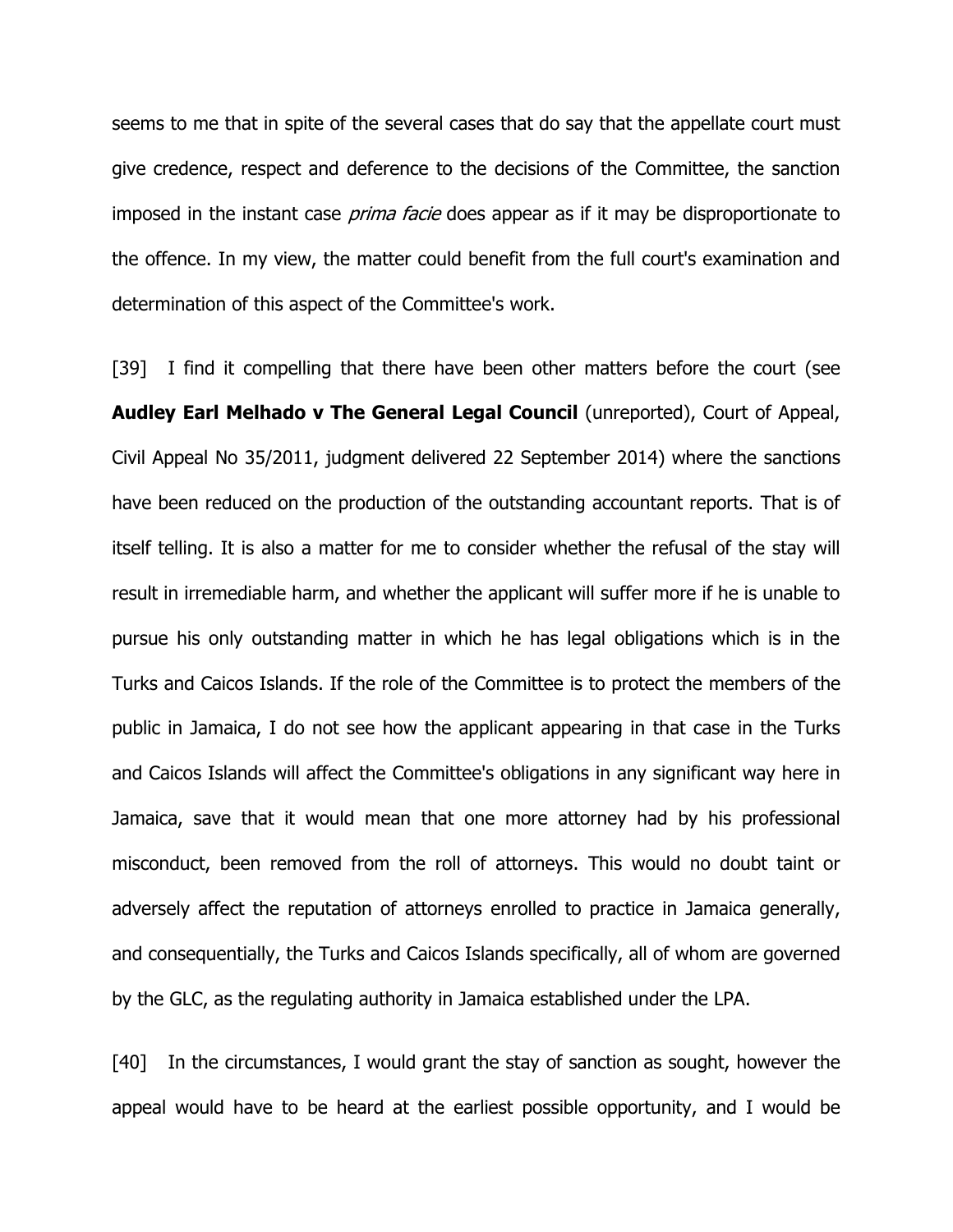seems to me that in spite of the several cases that do say that the appellate court must give credence, respect and deference to the decisions of the Committee, the sanction imposed in the instant case *prima facie* does appear as if it may be disproportionate to the offence. In my view, the matter could benefit from the full court's examination and determination of this aspect of the Committee's work.

[39] I find it compelling that there have been other matters before the court (see **Audley Earl Melhado v The General Legal Council** (unreported), Court of Appeal, Civil Appeal No 35/2011, judgment delivered 22 September 2014) where the sanctions have been reduced on the production of the outstanding accountant reports. That is of itself telling. It is also a matter for me to consider whether the refusal of the stay will result in irremediable harm, and whether the applicant will suffer more if he is unable to pursue his only outstanding matter in which he has legal obligations which is in the Turks and Caicos Islands. If the role of the Committee is to protect the members of the public in Jamaica, I do not see how the applicant appearing in that case in the Turks and Caicos Islands will affect the Committee's obligations in any significant way here in Jamaica, save that it would mean that one more attorney had by his professional misconduct, been removed from the roll of attorneys. This would no doubt taint or adversely affect the reputation of attorneys enrolled to practice in Jamaica generally, and consequentially, the Turks and Caicos Islands specifically, all of whom are governed by the GLC, as the regulating authority in Jamaica established under the LPA.

[40] In the circumstances, I would grant the stay of sanction as sought, however the appeal would have to be heard at the earliest possible opportunity, and I would be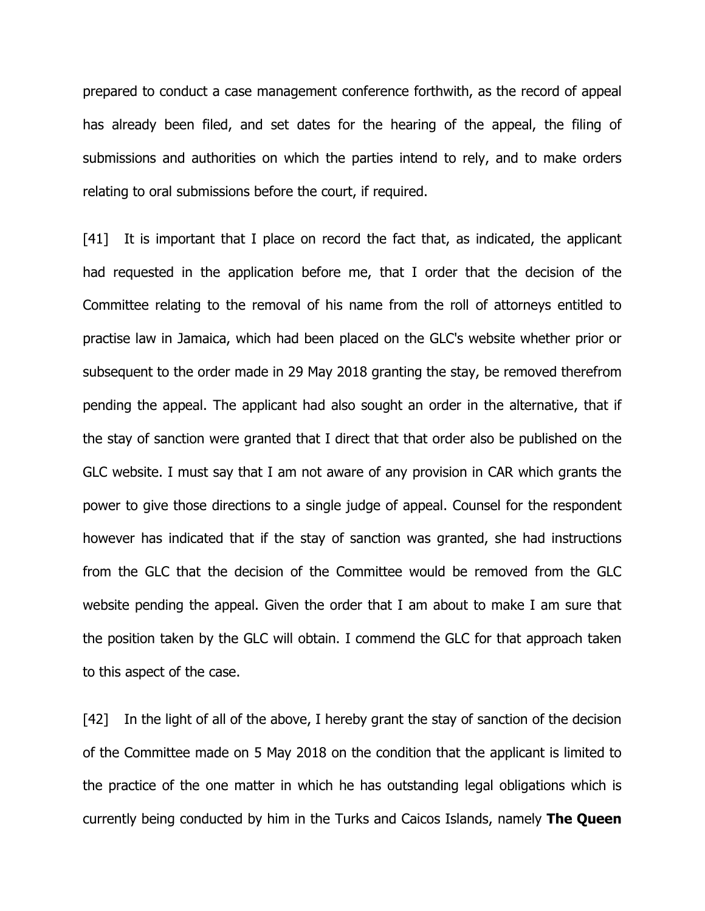prepared to conduct a case management conference forthwith, as the record of appeal has already been filed, and set dates for the hearing of the appeal, the filing of submissions and authorities on which the parties intend to rely, and to make orders relating to oral submissions before the court, if required.

[41] It is important that I place on record the fact that, as indicated, the applicant had requested in the application before me, that I order that the decision of the Committee relating to the removal of his name from the roll of attorneys entitled to practise law in Jamaica, which had been placed on the GLC's website whether prior or subsequent to the order made in 29 May 2018 granting the stay, be removed therefrom pending the appeal. The applicant had also sought an order in the alternative, that if the stay of sanction were granted that I direct that that order also be published on the GLC website. I must say that I am not aware of any provision in CAR which grants the power to give those directions to a single judge of appeal. Counsel for the respondent however has indicated that if the stay of sanction was granted, she had instructions from the GLC that the decision of the Committee would be removed from the GLC website pending the appeal. Given the order that I am about to make I am sure that the position taken by the GLC will obtain. I commend the GLC for that approach taken to this aspect of the case.

[42] In the light of all of the above, I hereby grant the stay of sanction of the decision of the Committee made on 5 May 2018 on the condition that the applicant is limited to the practice of the one matter in which he has outstanding legal obligations which is currently being conducted by him in the Turks and Caicos Islands, namely **The Queen**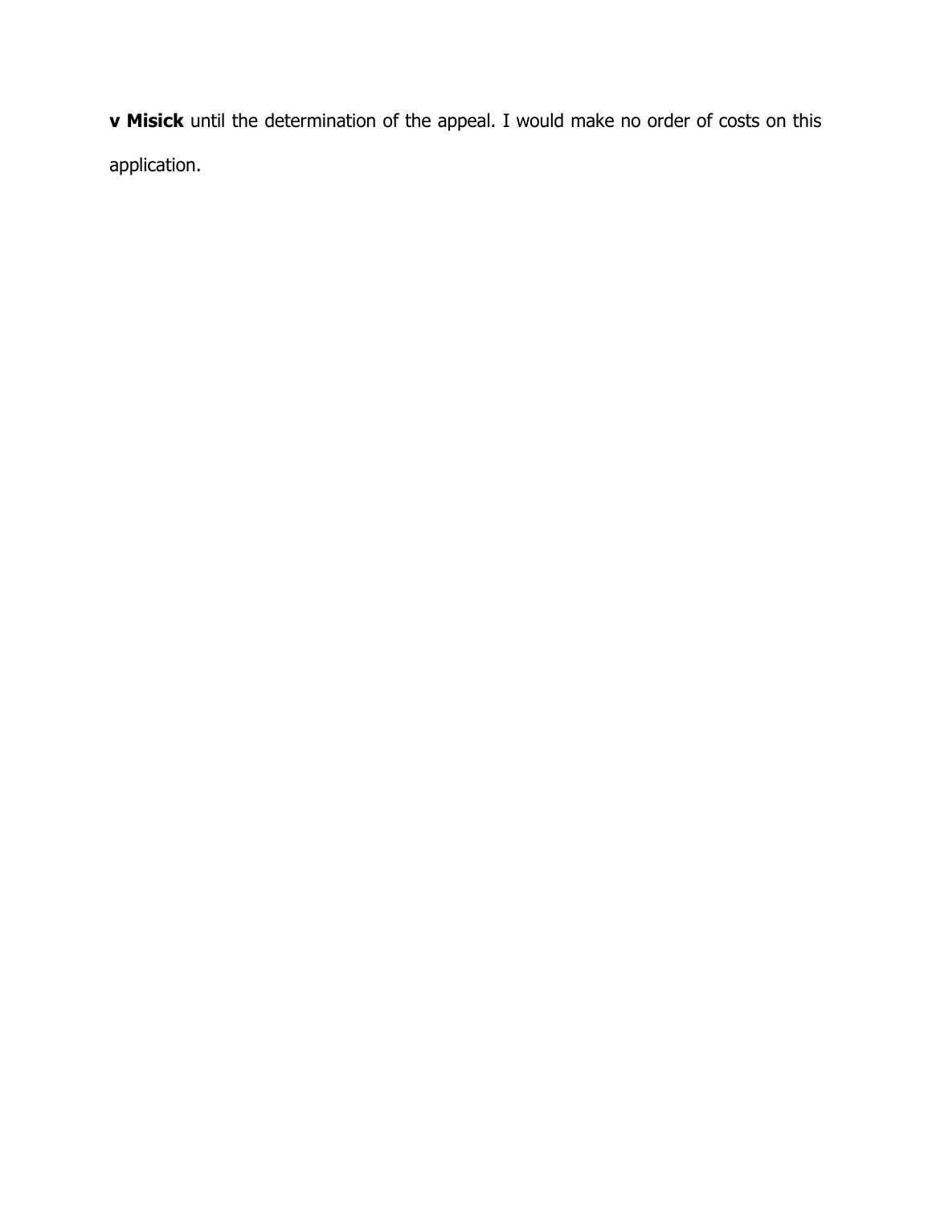**v Misick** until the determination of the appeal. I would make no order of costs on this application.